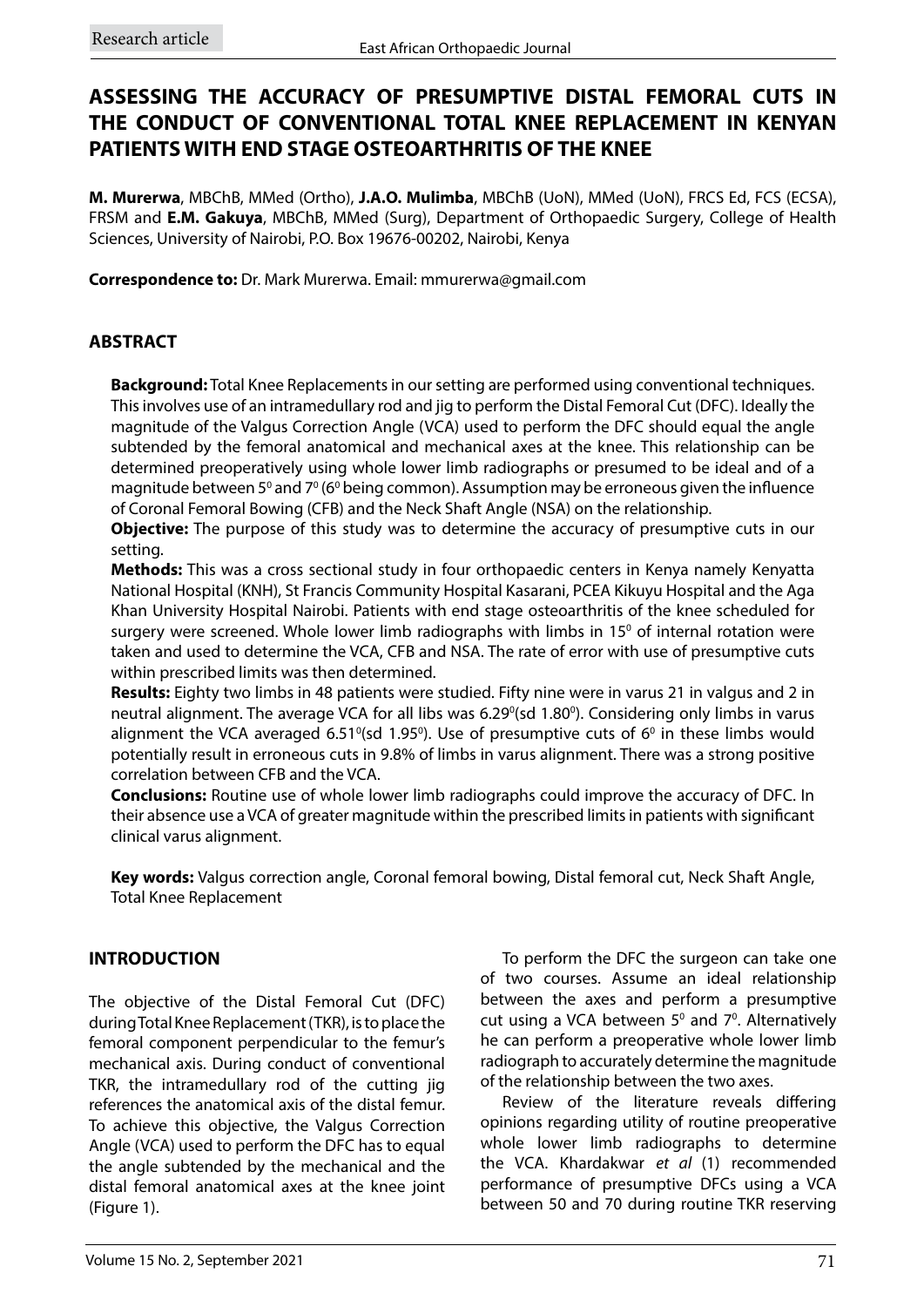Research article

# ASSESSING THE ACCURACY OF PRESUMPTIVE DISTAL FEMORAL CUTS IN THE CONDUCT OF CONVENTIONAL TOTAL KNEE REPLACEMENT IN KENYAN PATIENTS WITH END STAGE OSTEOARTHRITIS OF THE KNEE

**M. Murerwa**, MBChB, MMed (Ortho), **J.A.O. Mulimba**, MBChB (UoN), MMed (UoN), FRCS Ed, FCS (ECSA), FRSM and **E.M. Gakuya**, MBChB, MMed (Surg), Department of Orthopaedic Surgery, College of Health Sciences, University of Nairobi, P.O. Box 19676-00202, Nairobi, Kenya

**Correspondence to:** Dr. Mark Murerwa. Email: mmurerwa@gmail.com

## ABSTRACT

**Background:** Total Knee Replacements in our setting are performed using conventional techniques. This involves use of an intramedullary rod and jig to perform the Distal Femoral Cut (DFC). Ideally the magnitude of the Valgus Correction Angle (VCA) used to perform the DFC should equal the angle subtended by the femoral anatomical and mechanical axes at the knee. This relationship can be determined preoperatively using whole lower limb radiographs or presumed to be ideal and of a magnitude between $5^0$ and $7^0$ ($6^0$ being common). Assumption may be erroneous given the influence of Coronal Femoral Bowing (CFB) and the Neck Shaft Angle (NSA) on the relationship.

**Objective:** The purpose of this study was to determine the accuracy of presumptive cuts in our setting.

**Methods:** This was a cross sectional study in four orthopaedic centers in Kenya namely Kenyatta National Hospital (KNH), St Francis Community Hospital Kasarani, PCEA Kikuyu Hospital and the Aga Khan University Hospital Nairobi. Patients with end stage osteoarthritis of the knee scheduled for surgery were screened. Whole lower limb radiographs with limbs in $15^0$ of internal rotation were taken and used to determine the VCA, CFB and NSA. The rate of error with use of presumptive cuts within prescribed limits was then determined.

**Results:** Eighty two limbs in 48 patients were studied. Fifty nine were in varus 21 in valgus and 2 in neutral alignment. The average VCA for all libs was $6.29^0$(sd $1.80^0$). Considering only limbs in varus alignment the VCA averaged $6.51^0$(sd $1.95^0$). Use of presumptive cuts of $6^0$ in these limbs would potentially result in erroneous cuts in 9.8% of limbs in varus alignment. There was a strong positive correlation between CFB and the VCA.

**Conclusions:** Routine use of whole lower limb radiographs could improve the accuracy of DFC. In their absence use a VCA of greater magnitude within the prescribed limits in patients with significant clinical varus alignment.

**Key words:** Valgus correction angle, Coronal femoral bowing, Distal femoral cut, Neck Shaft Angle, Total Knee Replacement

## INTRODUCTION

The objective of the Distal Femoral Cut (DFC) during Total Knee Replacement (TKR), is to place the femoral component perpendicular to the femur's mechanical axis. During conduct of conventional TKR, the intramedullary rod of the cutting jig references the anatomical axis of the distal femur. To achieve this objective, the Valgus Correction Angle (VCA) used to perform the DFC has to equal the angle subtended by the mechanical and the distal femoral anatomical axes at the knee joint (Figure 1).

To perform the DFC the surgeon can take one of two courses. Assume an ideal relationship between the axes and perform a presumptive cut using a VCA between $5^0$ and $7^0$. Alternatively he can perform a preoperative whole lower limb radiograph to accurately determine the magnitude of the relationship between the two axes.

Review of the literature reveals differing opinions regarding utility of routine preoperative whole lower limb radiographs to determine the VCA. Khardakwar *et al* (1) recommended performance of presumptive DFCs using a VCA between 50 and 70 during routine TKR reserving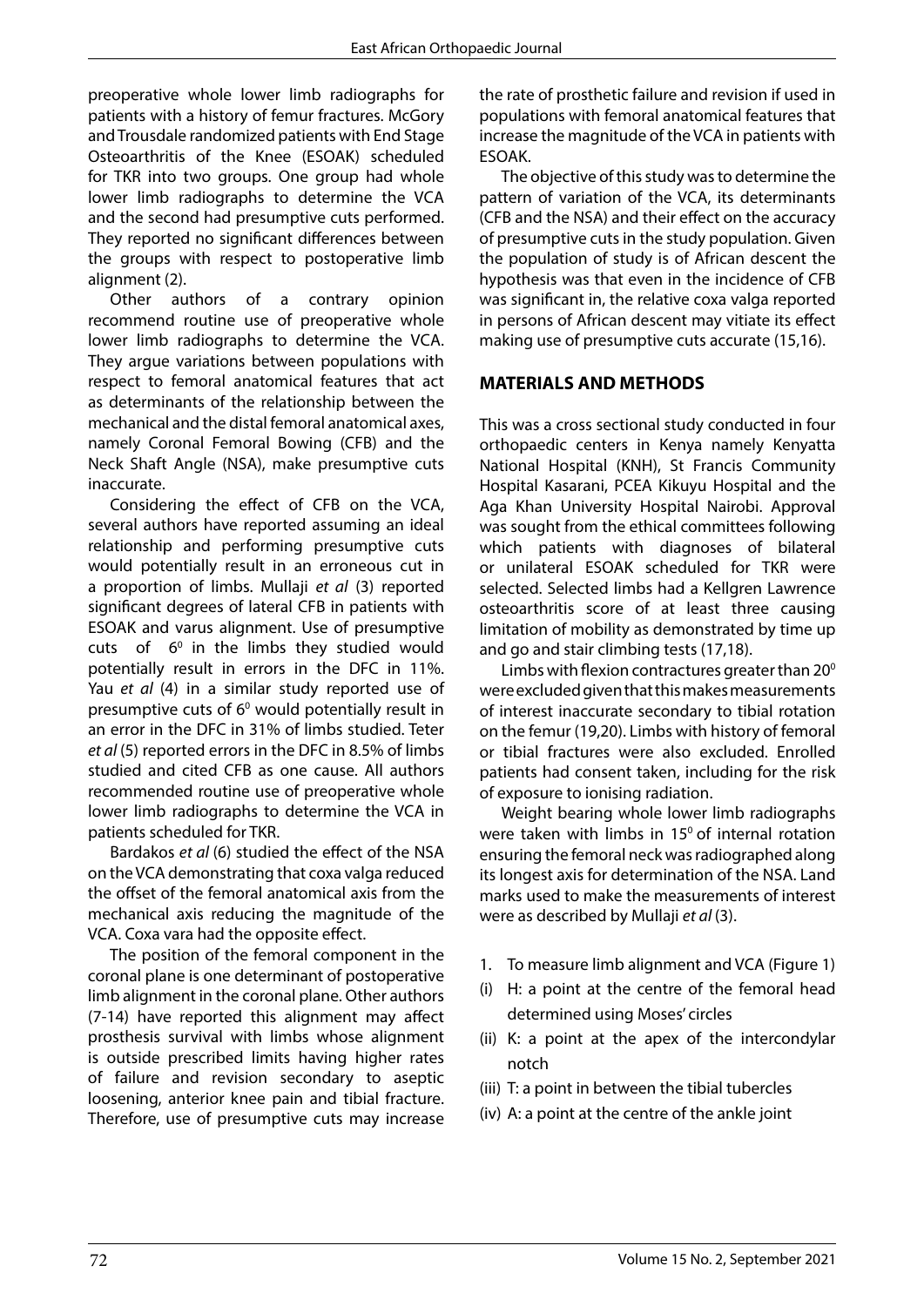preoperative whole lower limb radiographs for patients with a history of femur fractures. McGory and Trousdale randomized patients with End Stage Osteoarthritis of the Knee (ESOAK) scheduled for TKR into two groups. One group had whole lower limb radiographs to determine the VCA and the second had presumptive cuts performed. They reported no significant differences between the groups with respect to postoperative limb alignment (2).

Other authors of a contrary opinion recommend routine use of preoperative whole lower limb radiographs to determine the VCA. They argue variations between populations with respect to femoral anatomical features that act as determinants of the relationship between the mechanical and the distal femoral anatomical axes, namely Coronal Femoral Bowing (CFB) and the Neck Shaft Angle (NSA), make presumptive cuts inaccurate.

Considering the effect of CFB on the VCA, several authors have reported assuming an ideal relationship and performing presumptive cuts would potentially result in an erroneous cut in a proportion of limbs. Mullaji *et al* (3) reported significant degrees of lateral CFB in patients with ESOAK and varus alignment. Use of presumptive cuts of $6^0$ in the limbs they studied would potentially result in errors in the DFC in 11%. Yau *et al* (4) in a similar study reported use of presumptive cuts of $6^0$ would potentially result in an error in the DFC in 31% of limbs studied. Teter *et al* (5) reported errors in the DFC in 8.5% of limbs studied and cited CFB as one cause. All authors recommended routine use of preoperative whole lower limb radiographs to determine the VCA in patients scheduled for TKR.

Bardakos *et al* (6) studied the effect of the NSA on the VCA demonstrating that coxa valga reduced the offset of the femoral anatomical axis from the mechanical axis reducing the magnitude of the VCA. Coxa vara had the opposite effect.

The position of the femoral component in the coronal plane is one determinant of postoperative limb alignment in the coronal plane. Other authors (7-14) have reported this alignment may affect prosthesis survival with limbs whose alignment is outside prescribed limits having higher rates of failure and revision secondary to aseptic loosening, anterior knee pain and tibial fracture. Therefore, use of presumptive cuts may increase the rate of prosthetic failure and revision if used in populations with femoral anatomical features that increase the magnitude of the VCA in patients with ESOAK.

The objective of this study was to determine the pattern of variation of the VCA, its determinants (CFB and the NSA) and their effect on the accuracy of presumptive cuts in the study population. Given the population of study is of African descent the hypothesis was that even in the incidence of CFB was significant in, the relative coxa valga reported in persons of African descent may vitiate its effect making use of presumptive cuts accurate (15,16).

## MATERIALS AND METHODS

This was a cross sectional study conducted in four orthopaedic centers in Kenya namely Kenyatta National Hospital (KNH), St Francis Community Hospital Kasarani, PCEA Kikuyu Hospital and the Aga Khan University Hospital Nairobi. Approval was sought from the ethical committees following which patients with diagnoses of bilateral or unilateral ESOAK scheduled for TKR were selected. Selected limbs had a Kellgren Lawrence osteoarthritis score of at least three causing limitation of mobility as demonstrated by time up and go and stair climbing tests (17,18).

Limbs with flexion contractures greater than $20^0$ were excluded given that this makes measurements of interest inaccurate secondary to tibial rotation on the femur (19,20). Limbs with history of femoral or tibial fractures were also excluded. Enrolled patients had consent taken, including for the risk of exposure to ionising radiation.

Weight bearing whole lower limb radiographs were taken with limbs in $15^0$ of internal rotation ensuring the femoral neck was radiographed along its longest axis for determination of the NSA. Land marks used to make the measurements of interest were as described by Mullaji *et al* (3).

1. To measure limb alignment and VCA (Figure 1)

(i) H: a point at the centre of the femoral head determined using Moses' circles
(ii) K: a point at the apex of the intercondylar notch
(iii) T: a point in between the tibial tubercles
(iv) A: a point at the centre of the ankle joint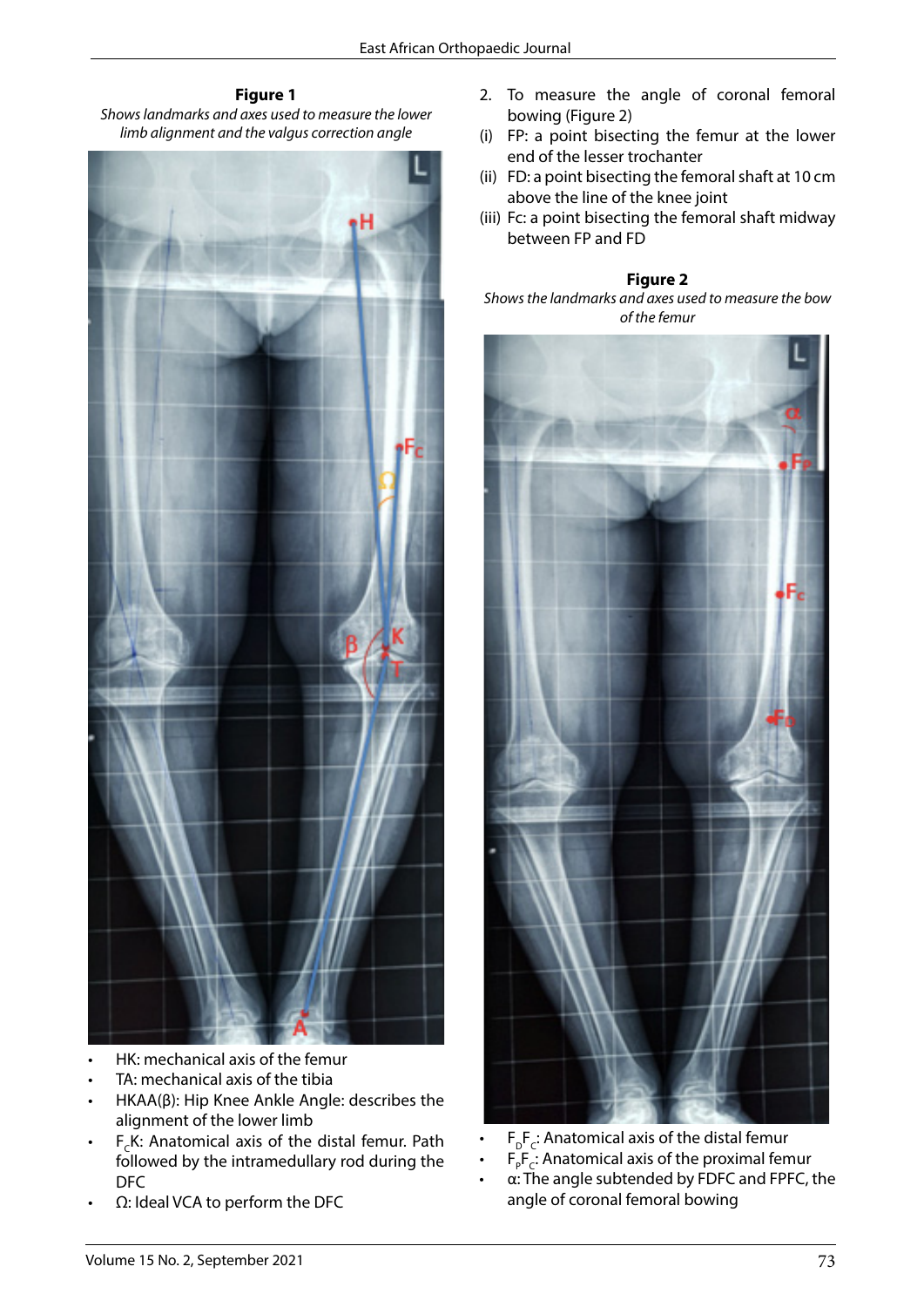**Figure 1**

*Shows landmarks and axes used to measure the lower limb alignment and the valgus correction angle*

- HK: mechanical axis of the femur
- TA: mechanical axis of the tibia
- HKAA(β): Hip Knee Ankle Angle: describes the alignment of the lower limb
- $F_CK$: Anatomical axis of the distal femur. Path followed by the intramedullary rod during the DFC
- Ω: Ideal VCA to perform the DFC

2. To measure the angle of coronal femoral bowing (Figure 2)

(i) FP: a point bisecting the femur at the lower end of the lesser trochanter

(ii) FD: a point bisecting the femoral shaft at 10 cm above the line of the knee joint

(iii) Fc: a point bisecting the femoral shaft midway between FP and FD

**Figure 2**

*Shows the landmarks and axes used to measure the bow of the femur*

- $F_DF_C$: Anatomical axis of the distal femur
- $F_PF_C$: Anatomical axis of the proximal femur
- α: The angle subtended by FDFC and FPFC, the angle of coronal femoral bowing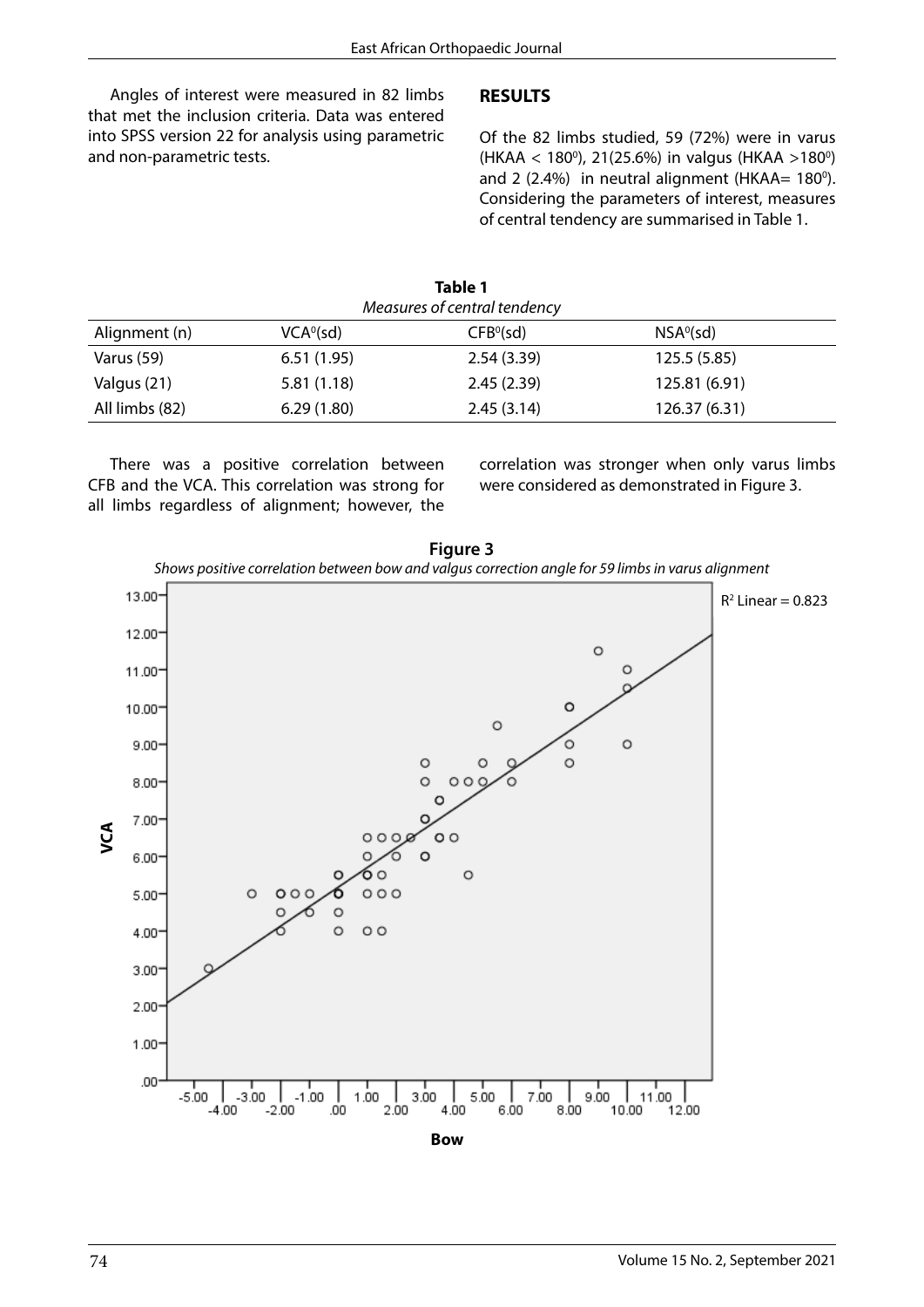Angles of interest were measured in 82 limbs that met the inclusion criteria. Data was entered into SPSS version 22 for analysis using parametric and non-parametric tests.

## RESULTS

Of the 82 limbs studied, 59 (72%) were in varus (HKAA < 180$^0$), 21(25.6%) in valgus (HKAA >180$^0$) and 2 (2.4%) in neutral alignment (HKAA= 180$^0$). Considering the parameters of interest, measures of central tendency are summarised in Table 1.

**Table 1**
*Measures of central tendency*

| Alignment (n) | VCA$^0$(sd) | CFB$^0$(sd) | NSA$^0$(sd) |
|---|---|---|---|
| Varus (59) | 6.51 (1.95) | 2.54 (3.39) | 125.5 (5.85) |
| Valgus (21) | 5.81 (1.18) | 2.45 (2.39) | 125.81 (6.91) |
| All limbs (82) | 6.29 (1.80) | 2.45 (3.14) | 126.37 (6.31) |

There was a positive correlation between CFB and the VCA. This correlation was strong for all limbs regardless of alignment; however, the correlation was stronger when only varus limbs were considered as demonstrated in Figure 3.

**Figure 3**
*Shows positive correlation between bow and valgus correction angle for 59 limbs in varus alignment*

$R^2$ Linear = 0.823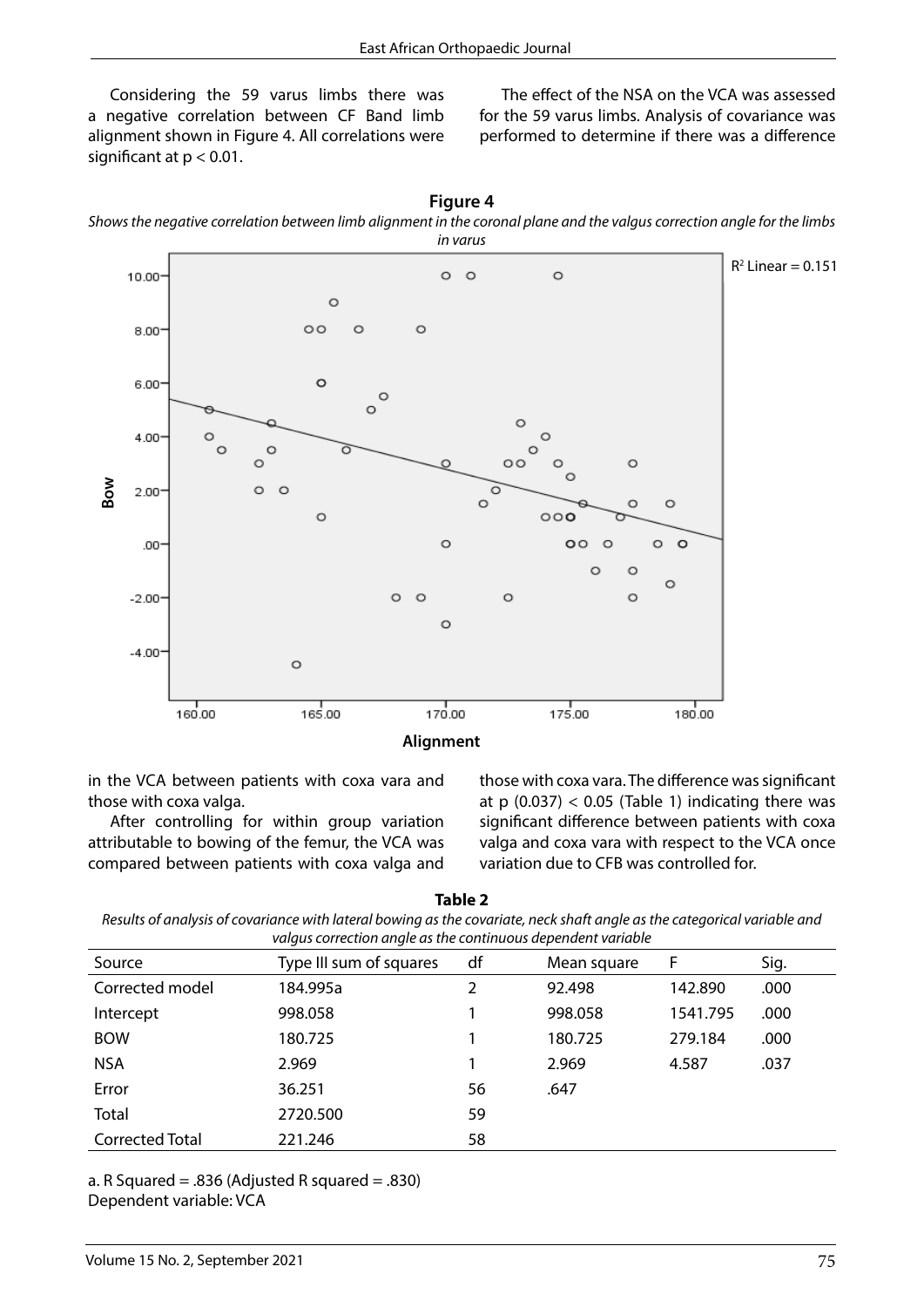Considering the 59 varus limbs there was a negative correlation between CF Band limb alignment shown in Figure 4. All correlations were significant at $p < 0.01$.

The effect of the NSA on the VCA was assessed for the 59 varus limbs. Analysis of covariance was performed to determine if there was a difference in the VCA between patients with coxa vara and those with coxa valga.

**Figure 4**

*Shows the negative correlation between limb alignment in the coronal plane and the valgus correction angle for the limbs in varus*

After controlling for within group variation attributable to bowing of the femur, the VCA was compared between patients with coxa valga and those with coxa vara. The difference was significant at p (0.037) < 0.05 (Table 1) indicating there was significant difference between patients with coxa valga and coxa vara with respect to the VCA once variation due to CFB was controlled for.

**Table 2**

*Results of analysis of covariance with lateral bowing as the covariate, neck shaft angle as the categorical variable and valgus correction angle as the continuous dependent variable*

| Source | Type III sum of squares | df | Mean square | F | Sig. |
|---|---|---|---|---|---|
| Corrected model | 184.995a | 2 | 92.498 | 142.890 | .000 |
| Intercept | 998.058 | 1 | 998.058 | 1541.795 | .000 |
| BOW | 180.725 | 1 | 180.725 | 279.184 | .000 |
| NSA | 2.969 | 1 | 2.969 | 4.587 | .037 |
| Error | 36.251 | 56 | .647 | | |
| Total | 2720.500 | 59 | | | |
| Corrected Total | 221.246 | 58 | | | |

a. R Squared = .836 (Adjusted R squared = .830)
Dependent variable: VCA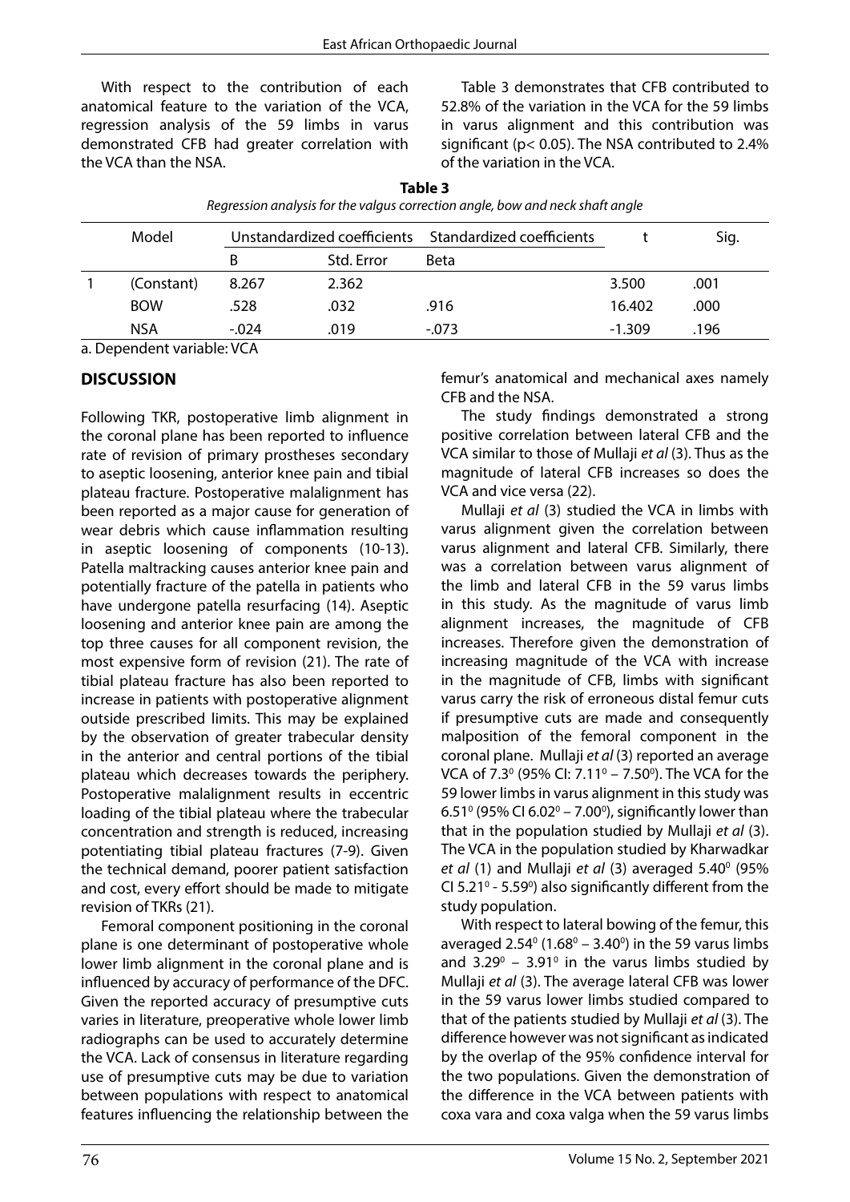With respect to the contribution of each anatomical feature to the variation of the VCA, regression analysis of the 59 limbs in varus demonstrated CFB had greater correlation with the VCA than the NSA.

Table 3 demonstrates that CFB contributed to 52.8% of the variation in the VCA for the 59 limbs in varus alignment and this contribution was significant ($p < 0.05$). The NSA contributed to 2.4% of the variation in the VCA.

**Table 3**

*Regression analysis for the valgus correction angle, bow and neck shaft angle*

| | Model | Unstandardized coefficients | | Standardized coefficients | t | Sig. |
|---|---|---|---|---|---|---|
| | | B | Std. Error | Beta | | |
| 1 | (Constant) | 8.267 | 2.362 | | 3.500 | .001 |
| | BOW | .528 | .032 | .916 | 16.402 | .000 |
| | NSA | -.024 | .019 | -.073 | -1.309 | .196 |

a. Dependent variable: VCA

## DISCUSSION

Following TKR, postoperative limb alignment in the coronal plane has been reported to influence rate of revision of primary prostheses secondary to aseptic loosening, anterior knee pain and tibial plateau fracture. Postoperative malalignment has been reported as a major cause for generation of wear debris which cause inflammation resulting in aseptic loosening of components (10-13). Patella maltracking causes anterior knee pain and potentially fracture of the patella in patients who have undergone patella resurfacing (14). Aseptic loosening and anterior knee pain are among the top three causes for all component revision, the most expensive form of revision (21). The rate of tibial plateau fracture has also been reported to increase in patients with postoperative alignment outside prescribed limits. This may be explained by the observation of greater trabecular density in the anterior and central portions of the tibial plateau which decreases towards the periphery. Postoperative malalignment results in eccentric loading of the tibial plateau where the trabecular concentration and strength is reduced, increasing potentiating tibial plateau fractures (7-9). Given the technical demand, poorer patient satisfaction and cost, every effort should be made to mitigate revision of TKRs (21).

Femoral component positioning in the coronal plane is one determinant of postoperative whole lower limb alignment in the coronal plane and is influenced by accuracy of performance of the DFC. Given the reported accuracy of presumptive cuts varies in literature, preoperative whole lower limb radiographs can be used to accurately determine the VCA. Lack of consensus in literature regarding use of presumptive cuts may be due to variation between populations with respect to anatomical features influencing the relationship between the femur's anatomical and mechanical axes namely CFB and the NSA.

The study findings demonstrated a strong positive correlation between lateral CFB and the VCA similar to those of Mullaji *et al* (3). Thus as the magnitude of lateral CFB increases so does the VCA and vice versa (22).

Mullaji *et al* (3) studied the VCA in limbs with varus alignment given the correlation between varus alignment and lateral CFB. Similarly, there was a correlation between varus alignment of the limb and lateral CFB in the 59 varus limbs in this study. As the magnitude of varus limb alignment increases, the magnitude of CFB increases. Therefore given the demonstration of increasing magnitude of the VCA with increase in the magnitude of CFB, limbs with significant varus carry the risk of erroneous distal femur cuts if presumptive cuts are made and consequently malposition of the femoral component in the coronal plane. Mullaji *et al* (3) reported an average VCA of $7.3^0$ (95% CI: $7.11^0 – 7.50^0$). The VCA for the 59 lower limbs in varus alignment in this study was $6.51^0$ (95% CI $6.02^0 – 7.00^0$), significantly lower than that in the population studied by Mullaji *et al* (3). The VCA in the population studied by Kharwadkar *et al* (1) and Mullaji *et al* (3) averaged $5.40^0$ (95% CI $5.21^0$ - $5.59^0$) also significantly different from the study population.

With respect to lateral bowing of the femur, this averaged $2.54^0$ ($1.68^0 – 3.40^0$) in the 59 varus limbs and $3.29^0$ – $3.91^0$ in the varus limbs studied by Mullaji *et al* (3). The average lateral CFB was lower in the 59 varus lower limbs studied compared to that of the patients studied by Mullaji *et al* (3). The difference however was not significant as indicated by the overlap of the 95% confidence interval for the two populations. Given the demonstration of the difference in the VCA between patients with coxa vara and coxa valga when the 59 varus limbs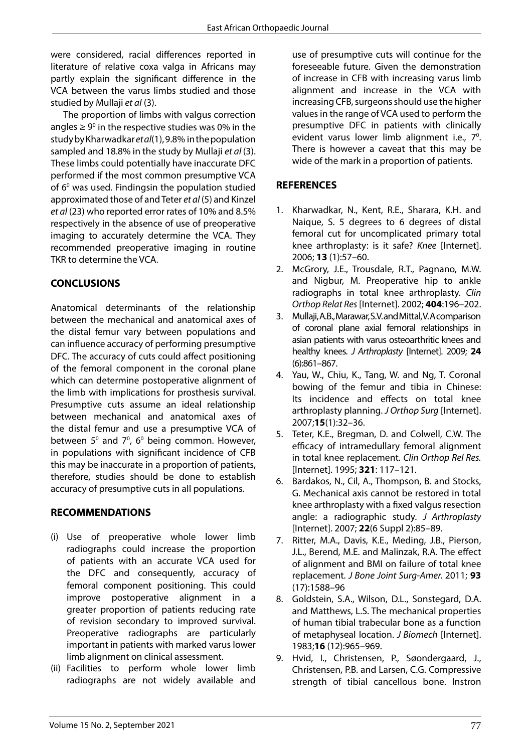were considered, racial differences reported in literature of relative coxa valga in Africans may partly explain the significant difference in the VCA between the varus limbs studied and those studied by Mullaji *et al* (3).

The proportion of limbs with valgus correction angles $\geq 9^0$ in the respective studies was 0% in the study by Kharwadkar *et al*(1), 9.8% in the population sampled and 18.8% in the study by Mullaji *et al* (3). These limbs could potentially have inaccurate DFC performed if the most common presumptive VCA of $6^0$ was used. Findingsin the population studied approximated those of and Teter *et al* (5) and Kinzel *et al* (23) who reported error rates of 10% and 8.5% respectively in the absence of use of preoperative imaging to accurately determine the VCA. They recommended preoperative imaging in routine TKR to determine the VCA.

## CONCLUSIONS

Anatomical determinants of the relationship between the mechanical and anatomical axes of the distal femur vary between populations and can influence accuracy of performing presumptive DFC. The accuracy of cuts could affect positioning of the femoral component in the coronal plane which can determine postoperative alignment of the limb with implications for prosthesis survival. Presumptive cuts assume an ideal relationship between mechanical and anatomical axes of the distal femur and use a presumptive VCA of between $5^0$ and $7^0$, $6^0$ being common. However, in populations with significant incidence of CFB this may be inaccurate in a proportion of patients, therefore, studies should be done to establish accuracy of presumptive cuts in all populations.

## RECOMMENDATIONS

(i) Use of preoperative whole lower limb radiographs could increase the proportion of patients with an accurate VCA used for the DFC and consequently, accuracy of femoral component positioning. This could improve postoperative alignment in a greater proportion of patients reducing rate of revision secondary to improved survival. Preoperative radiographs are particularly important in patients with marked varus lower limb alignment on clinical assessment.

(ii) Facilities to perform whole lower limb radiographs are not widely available and use of presumptive cuts will continue for the foreseeable future. Given the demonstration of increase in CFB with increasing varus limb alignment and increase in the VCA with increasing CFB, surgeons should use the higher values in the range of VCA used to perform the presumptive DFC in patients with clinically evident varus lower limb alignment i.e., $7^0$. There is however a caveat that this may be wide of the mark in a proportion of patients.

## REFERENCES

1. Kharwadkar, N., Kent, R.E., Sharara, K.H. and Naique, S. 5 degrees to 6 degrees of distal femoral cut for uncomplicated primary total knee arthroplasty: is it safe? *Knee* [Internet]. 2006; **13** (1):57–60.
2. McGrory, J.E., Trousdale, R.T., Pagnano, M.W. and Nigbur, M. Preoperative hip to ankle radiographs in total knee arthroplasty. *Clin Orthop Relat Res* [Internet]. 2002; **404**:196–202.
3. Mullaji, A.B., Marawar, S.V. and Mittal, V. A comparison of coronal plane axial femoral relationships in asian patients with varus osteoarthritic knees and healthy knees. *J Arthroplasty* [Internet]. 2009; **24** (6):861–867.
4. Yau, W., Chiu, K., Tang, W. and Ng, T. Coronal bowing of the femur and tibia in Chinese: Its incidence and effects on total knee arthroplasty planning. *J Orthop Surg* [Internet]. 2007;**15**(1):32–36.
5. Teter, K.E., Bregman, D. and Colwell, C.W. The efficacy of intramedullary femoral alignment in total knee replacement. *Clin Orthop Rel Res.* [Internet]. 1995; **321**: 117–121.
6. Bardakos, N., Cil, A., Thompson, B. and Stocks, G. Mechanical axis cannot be restored in total knee arthroplasty with a fixed valgus resection angle: a radiographic study. *J Arthroplasty* [Internet]. 2007; **22**(6 Suppl 2):85–89.
7. Ritter, M.A., Davis, K.E., Meding, J.B., Pierson, J.L., Berend, M.E. and Malinzak, R.A. The effect of alignment and BMI on failure of total knee replacement. *J Bone Joint Surg-Amer.* 2011; **93** (17):1588–96
8. Goldstein, S.A., Wilson, D.L., Sonstegard, D.A. and Matthews, L.S. The mechanical properties of human tibial trabecular bone as a function of metaphyseal location. *J Biomech* [Internet]. 1983;**16** (12):965–969.
9. Hvid, I., Christensen, P., Søondergaard, J., Christensen, P.B. and Larsen, C.G. Compressive strength of tibial cancellous bone. Instron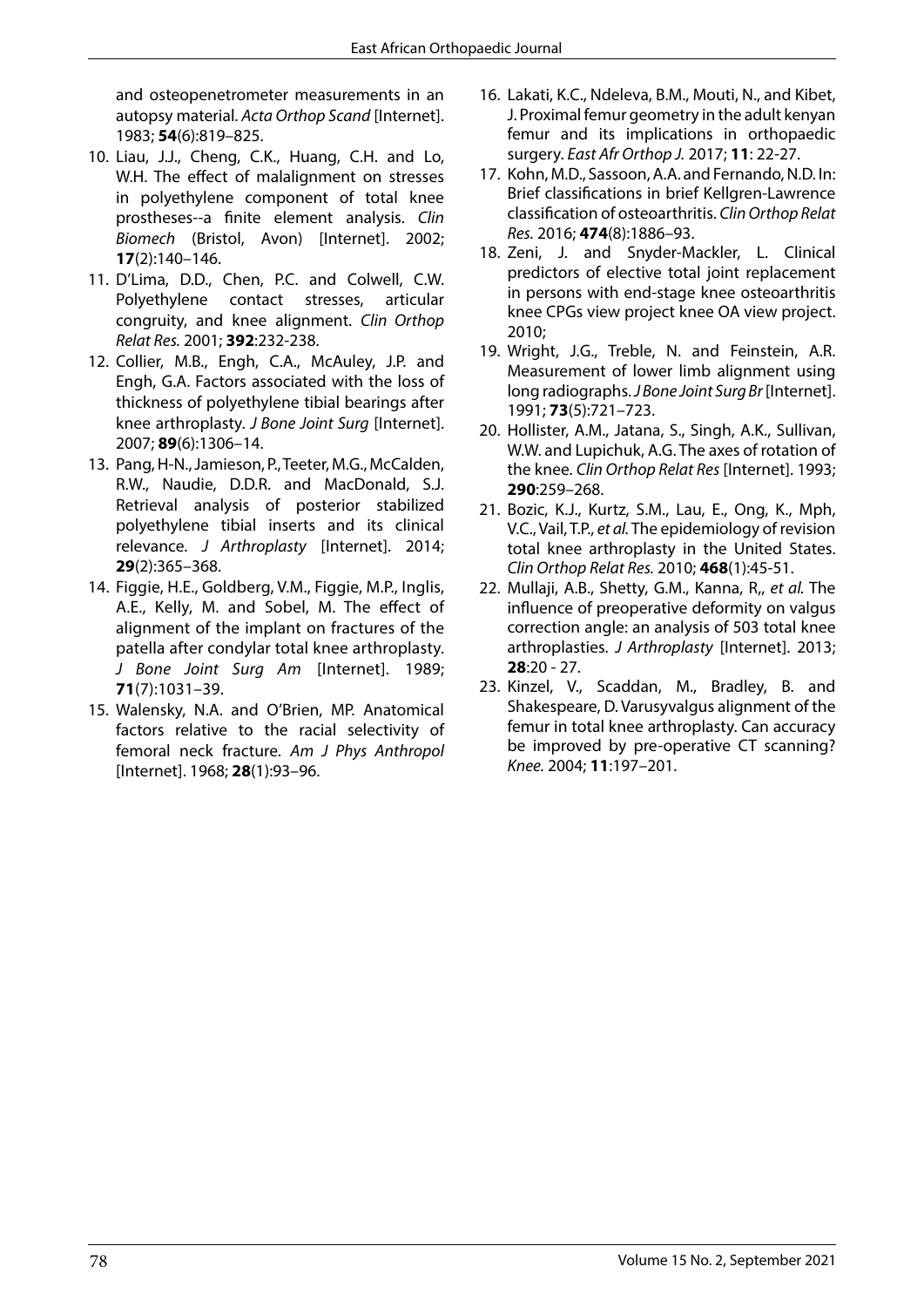and osteopenetrometer measurements in an autopsy material. *Acta Orthop Scand* [Internet]. 1983; **54**(6):819–825.

10. Liau, J.J., Cheng, C.K., Huang, C.H. and Lo, W.H. The effect of malalignment on stresses in polyethylene component of total knee prostheses--a finite element analysis. *Clin Biomech* (Bristol, Avon) [Internet]. 2002; **17**(2):140–146.
11. D'Lima, D.D., Chen, P.C. and Colwell, C.W. Polyethylene contact stresses, articular congruity, and knee alignment. *Clin Orthop Relat Res.* 2001; **392**:232-238.
12. Collier, M.B., Engh, C.A., McAuley, J.P. and Engh, G.A. Factors associated with the loss of thickness of polyethylene tibial bearings after knee arthroplasty. *J Bone Joint Surg* [Internet]. 2007; **89**(6):1306–14.
13. Pang, H-N., Jamieson, P., Teeter, M.G., McCalden, R.W., Naudie, D.D.R. and MacDonald, S.J. Retrieval analysis of posterior stabilized polyethylene tibial inserts and its clinical relevance. *J Arthroplasty* [Internet]. 2014; **29**(2):365–368.
14. Figgie, H.E., Goldberg, V.M., Figgie, M.P., Inglis, A.E., Kelly, M. and Sobel, M. The effect of alignment of the implant on fractures of the patella after condylar total knee arthroplasty. *J Bone Joint Surg Am* [Internet]. 1989; **71**(7):1031–39.
15. Walensky, N.A. and O'Brien, MP. Anatomical factors relative to the racial selectivity of femoral neck fracture. *Am J Phys Anthropol* [Internet]. 1968; **28**(1):93–96.
16. Lakati, K.C., Ndeleva, B.M., Mouti, N., and Kibet, J. Proximal femur geometry in the adult kenyan femur and its implications in orthopaedic surgery. *East Afr Orthop J.* 2017; **11**: 22-27.
17. Kohn, M.D., Sassoon, A.A. and Fernando, N.D. In: Brief classifications in brief Kellgren-Lawrence classification of osteoarthritis. *Clin Orthop Relat Res.* 2016; **474**(8):1886–93.
18. Zeni, J. and Snyder-Mackler, L. Clinical predictors of elective total joint replacement in persons with end-stage knee osteoarthritis knee CPGs view project knee OA view project. 2010;
19. Wright, J.G., Treble, N. and Feinstein, A.R. Measurement of lower limb alignment using long radiographs. *J Bone Joint Surg Br* [Internet]. 1991; **73**(5):721–723.
20. Hollister, A.M., Jatana, S., Singh, A.K., Sullivan, W.W. and Lupichuk, A.G. The axes of rotation of the knee. *Clin Orthop Relat Res* [Internet]. 1993; **290**:259–268.
21. Bozic, K.J., Kurtz, S.M., Lau, E., Ong, K., Mph, V.C., Vail, T.P., *et al.* The epidemiology of revision total knee arthroplasty in the United States. *Clin Orthop Relat Res.* 2010; **468**(1):45-51.
22. Mullaji, A.B., Shetty, G.M., Kanna, R,, *et al.* The influence of preoperative deformity on valgus correction angle: an analysis of 503 total knee arthroplasties. *J Arthroplasty* [Internet]. 2013; **28**:20 - 27.
23. Kinzel, V., Scaddan, M., Bradley, B. and Shakespeare, D. Varusyvalgus alignment of the femur in total knee arthroplasty. Can accuracy be improved by pre-operative CT scanning? *Knee.* 2004; **11**:197–201.